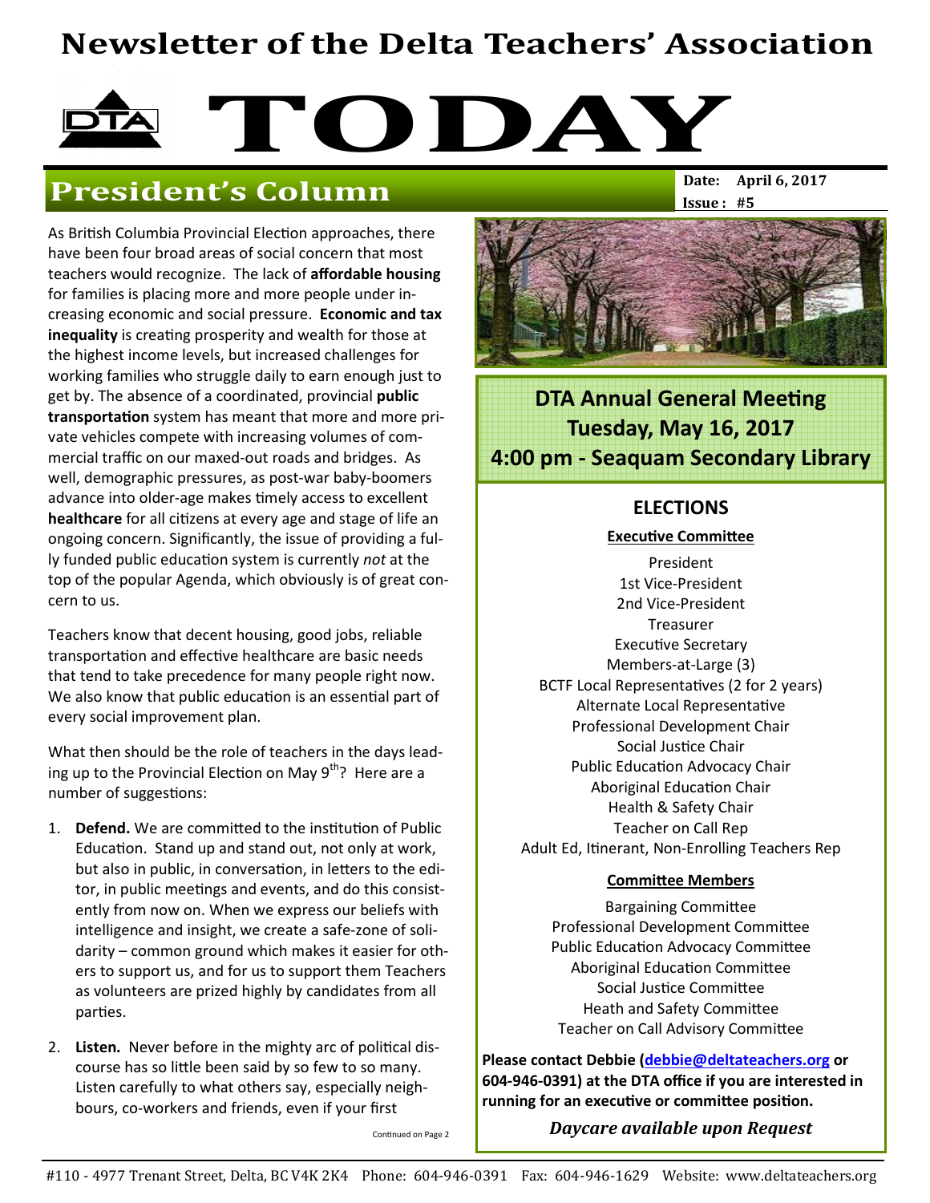# Newsletter of the Delta Teachers' Association

# TODAY

## President's Column

**Date:** April 6, 2017
**Issue :** #5

As British Columbia Provincial Election approaches, there have been four broad areas of social concern that most teachers would recognize. The lack of **affordable housing** for families is placing more and more people under increasing economic and social pressure. **Economic and tax inequality** is creating prosperity and wealth for those at the highest income levels, but increased challenges for working families who struggle daily to earn enough just to get by. The absence of a coordinated, provincial **public transportation** system has meant that more and more private vehicles compete with increasing volumes of commercial traffic on our maxed-out roads and bridges. As well, demographic pressures, as post-war baby-boomers advance into older-age makes timely access to excellent **healthcare** for all citizens at every age and stage of life an ongoing concern. Significantly, the issue of providing a fully funded public education system is currently *not* at the top of the popular Agenda, which obviously is of great concern to us.

Teachers know that decent housing, good jobs, reliable transportation and effective healthcare are basic needs that tend to take precedence for many people right now. We also know that public education is an essential part of every social improvement plan.

What then should be the role of teachers in the days leading up to the Provincial Election on May 9th? Here are a number of suggestions:

1. **Defend.** We are committed to the institution of Public Education. Stand up and stand out, not only at work, but also in public, in conversation, in letters to the editor, in public meetings and events, and do this consistently from now on. When we express our beliefs with intelligence and insight, we create a safe-zone of solidarity – common ground which makes it easier for others to support us, and for us to support them Teachers as volunteers are prized highly by candidates from all parties.
2. **Listen.** Never before in the mighty arc of political discourse has so little been said by so few to so many. Listen carefully to what others say, especially neighbours, co-workers and friends, even if your first

Continued on Page 2

**DTA Annual General Meeting**
**Tuesday, May 16, 2017**
**4:00 pm - Seaquam Secondary Library**

### ELECTIONS

**Executive Committee**

President
1st Vice-President
2nd Vice-President
Treasurer
Executive Secretary
Members-at-Large (3)
BCTF Local Representatives (2 for 2 years)
Alternate Local Representative
Professional Development Chair
Social Justice Chair
Public Education Advocacy Chair
Aboriginal Education Chair
Health & Safety Chair
Teacher on Call Rep
Adult Ed, Itinerant, Non-Enrolling Teachers Rep

**Committee Members**

Bargaining Committee
Professional Development Committee
Public Education Advocacy Committee
Aboriginal Education Committee
Social Justice Committee
Heath and Safety Committee
Teacher on Call Advisory Committee

**Please contact Debbie (debbie@deltateachers.org or 604-946-0391) at the DTA office if you are interested in running for an executive or committee position.**

***Daycare available upon Request***

#110 - 4977 Trenant Street, Delta, BC V4K 2K4 Phone: 604-946-0391 Fax: 604-946-1629 Website: www.deltateachers.org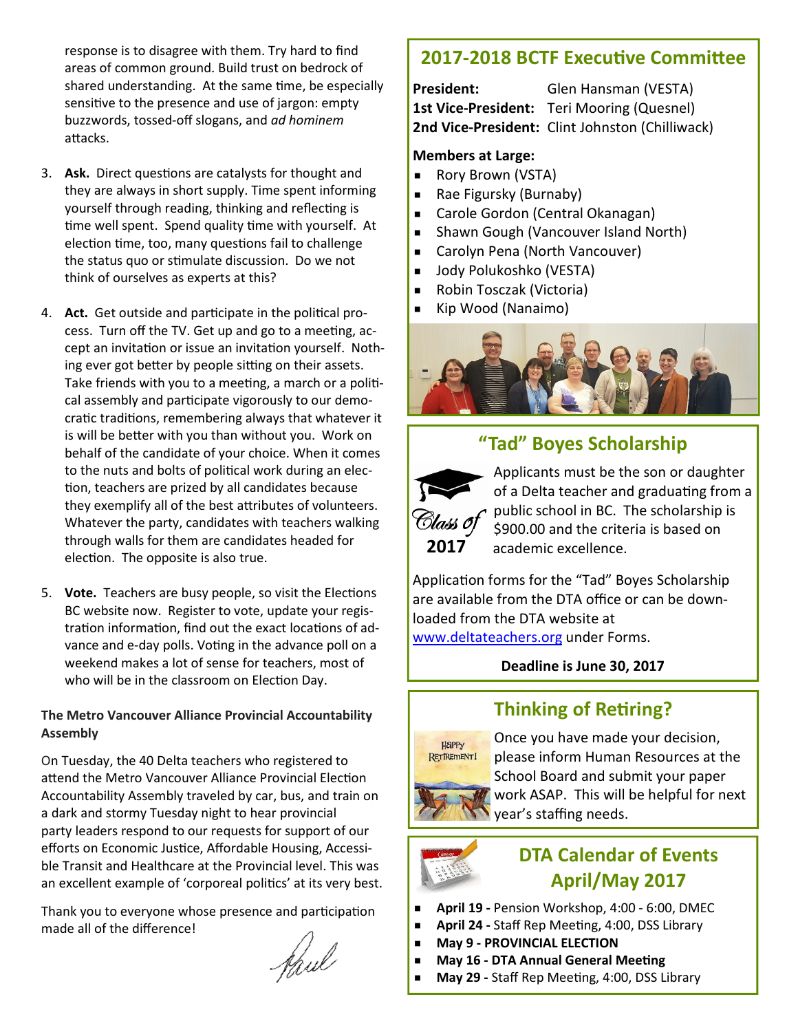response is to disagree with them. Try hard to find areas of common ground. Build trust on bedrock of shared understanding. At the same time, be especially sensitive to the presence and use of jargon: empty buzzwords, tossed-off slogans, and *ad hominem* attacks.

3. **Ask.** Direct questions are catalysts for thought and they are always in short supply. Time spent informing yourself through reading, thinking and reflecting is time well spent. Spend quality time with yourself. At election time, too, many questions fail to challenge the status quo or stimulate discussion. Do we not think of ourselves as experts at this?

4. **Act.** Get outside and participate in the political process. Turn off the TV. Get up and go to a meeting, accept an invitation or issue an invitation yourself. Nothing ever got better by people sitting on their assets. Take friends with you to a meeting, a march or a political assembly and participate vigorously to our democratic traditions, remembering always that whatever it is will be better with you than without you. Work on behalf of the candidate of your choice. When it comes to the nuts and bolts of political work during an election, teachers are prized by all candidates because they exemplify all of the best attributes of volunteers. Whatever the party, candidates with teachers walking through walls for them are candidates headed for election. The opposite is also true.

5. **Vote.** Teachers are busy people, so visit the Elections BC website now. Register to vote, update your registration information, find out the exact locations of advance and e-day polls. Voting in the advance poll on a weekend makes a lot of sense for teachers, most of who will be in the classroom on Election Day.

**The Metro Vancouver Alliance Provincial Accountability Assembly**

On Tuesday, the 40 Delta teachers who registered to attend the Metro Vancouver Alliance Provincial Election Accountability Assembly traveled by car, bus, and train on a dark and stormy Tuesday night to hear provincial party leaders respond to our requests for support of our efforts on Economic Justice, Affordable Housing, Accessible Transit and Healthcare at the Provincial level. This was an excellent example of 'corporeal politics' at its very best.

Thank you to everyone whose presence and participation made all of the difference!

Paul

## 2017-2018 BCTF Executive Committee

**President:** Glen Hansman (VESTA)
**1st Vice-President:** Teri Mooring (Quesnel)
**2nd Vice-President:** Clint Johnston (Chilliwack)

**Members at Large:**

- Rory Brown (VSTA)
- Rae Figursky (Burnaby)
- Carole Gordon (Central Okanagan)
- Shawn Gough (Vancouver Island North)
- Carolyn Pena (North Vancouver)
- Jody Polukoshko (VESTA)
- Robin Tosczak (Victoria)
- Kip Wood (Nanaimo)

## "Tad" Boyes Scholarship

Class of 2017

Applicants must be the son or daughter of a Delta teacher and graduating from a public school in BC. The scholarship is $900.00 and the criteria is based on academic excellence.

Application forms for the "Tad" Boyes Scholarship are available from the DTA office or can be downloaded from the DTA website at www.deltateachers.org under Forms.

**Deadline is June 30, 2017**

## Thinking of Retiring?

Happy Retirement!

Once you have made your decision, please inform Human Resources at the School Board and submit your paper work ASAP. This will be helpful for next year's staffing needs.

## DTA Calendar of Events April/May 2017

- **April 19 -** Pension Workshop, 4:00 - 6:00, DMEC
- **April 24 -** Staff Rep Meeting, 4:00, DSS Library
- **May 9 - PROVINCIAL ELECTION**
- **May 16 - DTA Annual General Meeting**
- **May 29 -** Staff Rep Meeting, 4:00, DSS Library